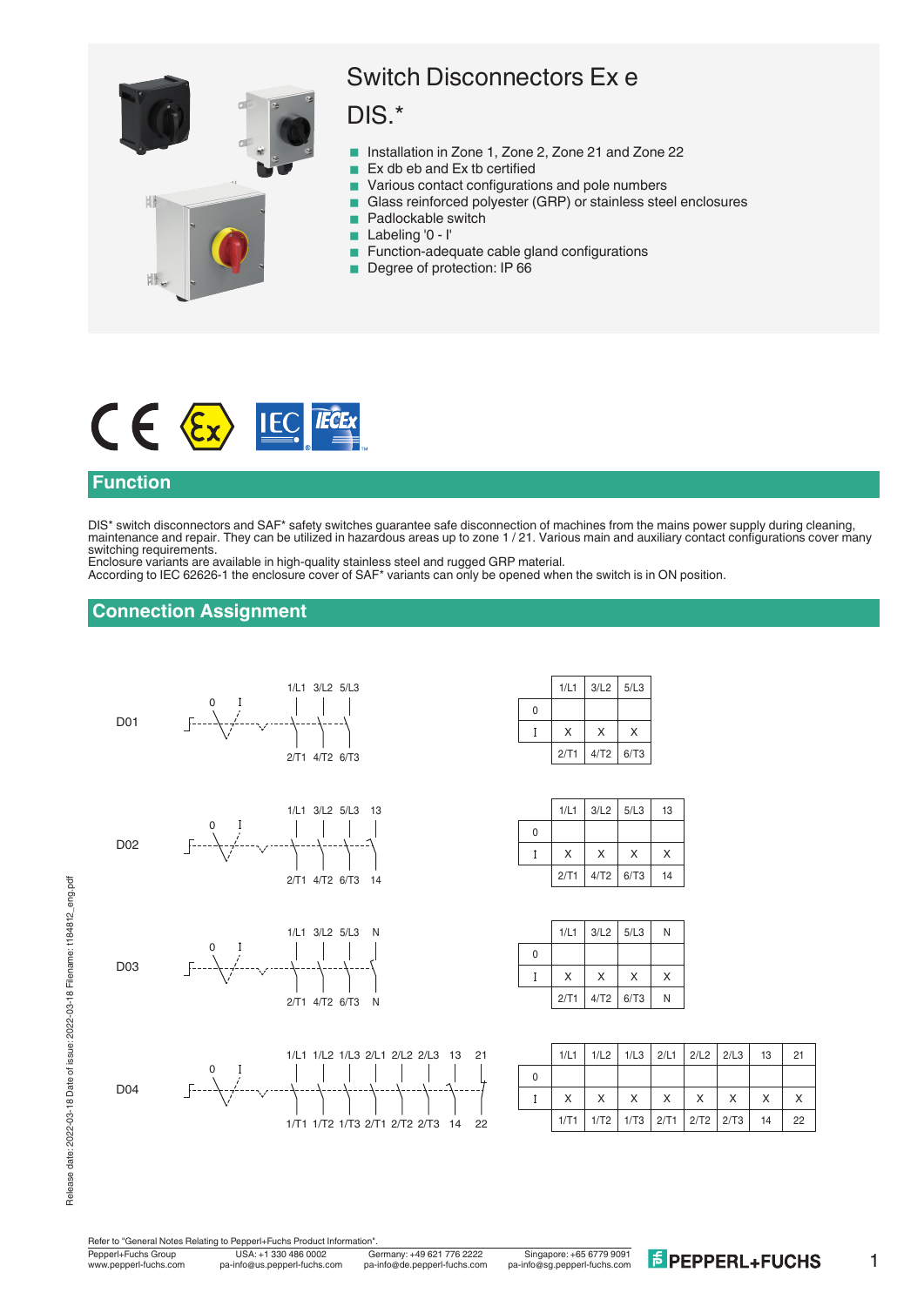# Switch Disconnectors Ex e DIS.*

- Installation in Zone 1, Zone 2, Zone 21 and Zone 22
- Ex db eb and Ex tb certified
- Various contact configurations and pole numbers
- Glass reinforced polyester (GRP) or stainless steel enclosures
- Padlockable switch
- Labeling '0 - I'
- Function-adequate cable gland configurations
- Degree of protection: IP 66

## Function

DIS* switch disconnectors and SAF* safety switches guarantee safe disconnection of machines from the mains power supply during cleaning, maintenance and repair. They can be utilized in hazardous areas up to zone 1 / 21. Various main and auxiliary contact configurations cover many switching requirements.
Enclosure variants are available in high-quality stainless steel and rugged GRP material.
According to IEC 62626-1 the enclosure cover of SAF* variants can only be opened when the switch is in ON position.

## Connection Assignment

**D01**

| | 1/L1 | 3/L2 | 5/L3 |
|---|---|---|---|
| 0 | | | |
| I | X | X | X |
| | 2/T1 | 4/T2 | 6/T3 |

**D02**

| | 1/L1 | 3/L2 | 5/L3 | 13 |
|---|---|---|---|---|
| 0 | | | | |
| I | X | X | X | X |
| | 2/T1 | 4/T2 | 6/T3 | 14 |

**D03**

| | 1/L1 | 3/L2 | 5/L3 | N |
|---|---|---|---|---|
| 0 | | | | |
| I | X | X | X | X |
| | 2/T1 | 4/T2 | 6/T3 | N |

**D04**

| | 1/L1 | 1/L2 | 1/L3 | 2/L1 | 2/L2 | 2/L3 | 13 | 21 |
|---|---|---|---|---|---|---|---|---|
| 0 | | | | | | | | |
| I | X | X | X | X | X | X | X | X |
| | 1/T1 | 1/T2 | 1/T3 | 2/T1 | 2/T2 | 2/T3 | 14 | 22 |

Refer to "General Notes Relating to Pepperl+Fuchs Product Information".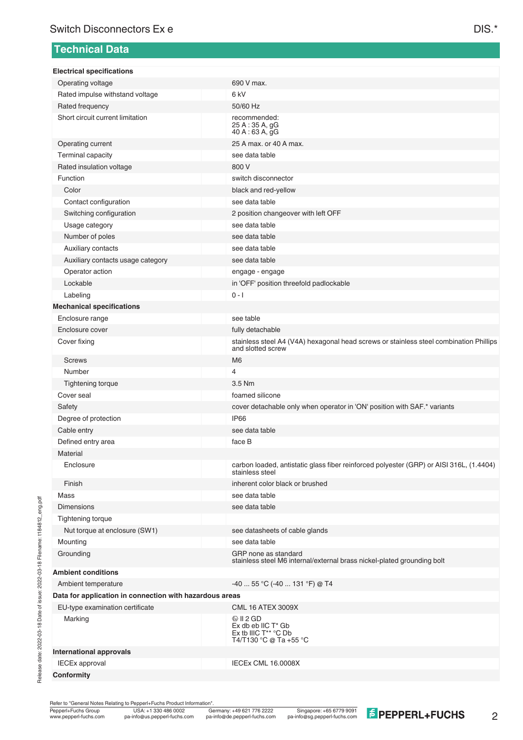## Technical Data

| | |
|---|---|
| **Electrical specifications** | |
| Operating voltage | 690 V max. |
| Rated impulse withstand voltage | 6 kV |
| Rated frequency | 50/60 Hz |
| Short circuit current limitation | recommended:<br>25 A : 35 A, gG<br>40 A : 63 A, gG |
| Operating current | 25 A max. or 40 A max. |
| Terminal capacity | see data table |
| Rated insulation voltage | 800 V |
| Function | switch disconnector |
| Color | black and red-yellow |
| Contact configuration | see data table |
| Switching configuration | 2 position changeover with left OFF |
| Usage category | see data table |
| Number of poles | see data table |
| Auxiliary contacts | see data table |
| Auxiliary contacts usage category | see data table |
| Operator action | engage - engage |
| Lockable | in 'OFF' position threefold padlockable |
| Labeling | 0 - I |
| **Mechanical specifications** | |
| Enclosure range | see table |
| Enclosure cover | fully detachable |
| Cover fixing | stainless steel A4 (V4A) hexagonal head screws or stainless steel combination Phillips and slotted screw |
| Screws | M6 |
| Number | 4 |
| Tightening torque | 3.5 Nm |
| Cover seal | foamed silicone |
| Safety | cover detachable only when operator in 'ON' position with SAF.* variants |
| Degree of protection | IP66 |
| Cable entry | see data table |
| Defined entry area | face B |
| Material | |
| Enclosure | carbon loaded, antistatic glass fiber reinforced polyester (GRP) or AISI 316L, (1.4404) stainless steel |
| Finish | inherent color black or brushed |
| Mass | see data table |
| Dimensions | see data table |
| Tightening torque | |
| Nut torque at enclosure (SW1) | see datasheets of cable glands |
| Mounting | see data table |
| Grounding | GRP none as standard<br>stainless steel M6 internal/external brass nickel-plated grounding bolt |
| **Ambient conditions** | |
| Ambient temperature | -40 ... 55 °C (-40 ... 131 °F) @ T4 |
| **Data for application in connection with hazardous areas** | |
| EU-type examination certificate | CML 16 ATEX 3009X |
| Marking | Ⓔx II 2 GD<br>Ex db eb IIC T* Gb<br>Ex tb IIIC T** °C Db<br>T4/T130 °C @ Ta +55 °C |
| **International approvals** | |
| IECEx approval | IECEx CML 16.0008X |
| **Conformity** | |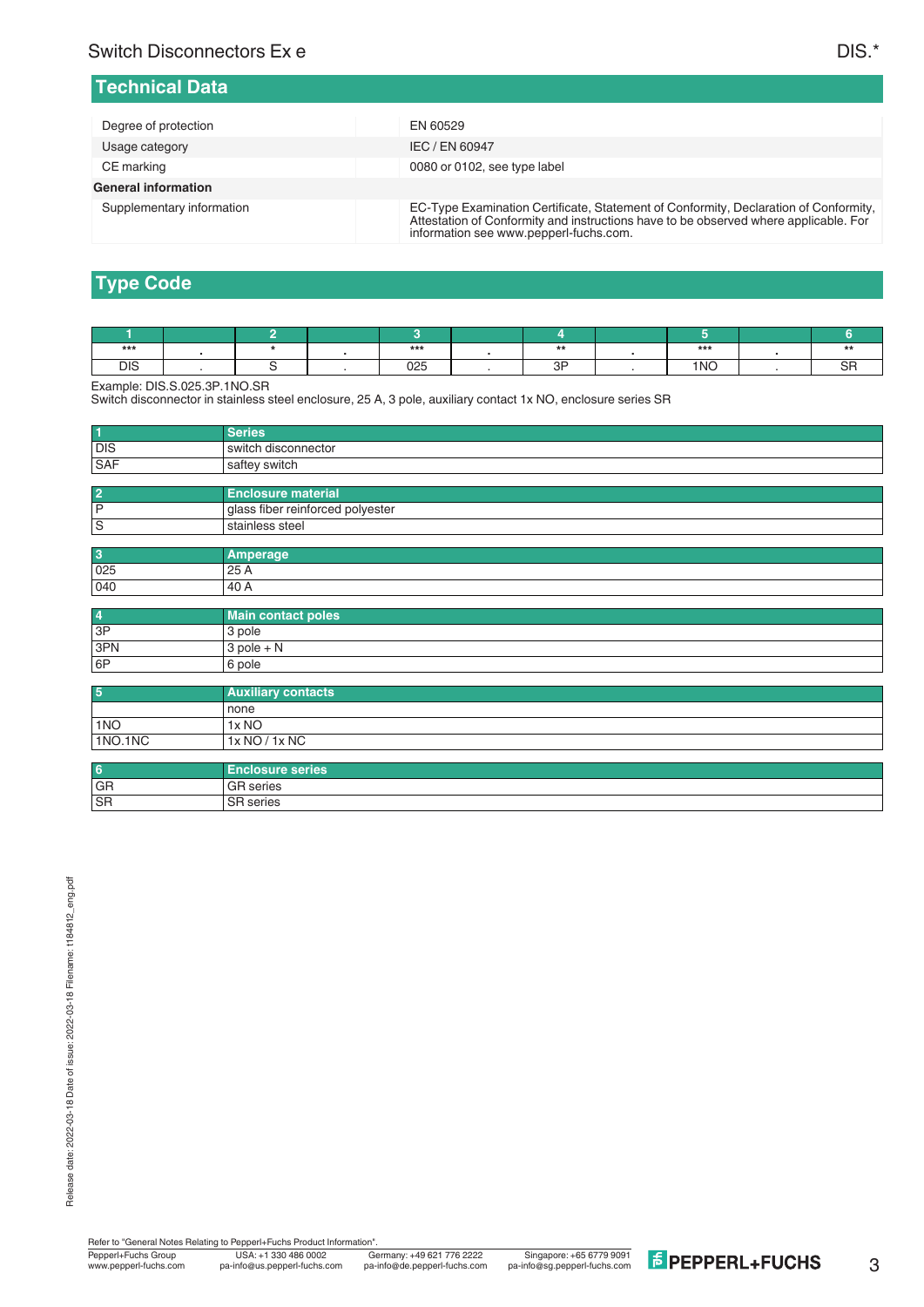## Technical Data

| | |
|---|---|
| Degree of protection | EN 60529 |
| Usage category | IEC / EN 60947 |
| CE marking | 0080 or 0102, see type label |
| **General information** | |
| Supplementary information | EC-Type Examination Certificate, Statement of Conformity, Declaration of Conformity, Attestation of Conformity and instructions have to be observed where applicable. For information see www.pepperl-fuchs.com. |

## Type Code

| 1 | | 2 | | 3 | | 4 | | 5 | | 6 |
|---|---|---|---|---|---|---|---|---|---|---|
| *** | . | * | . | *** | . | ** | . | *** | . | ** |
| DIS | . | S | . | 025 | . | 3P | . | 1NO | . | SR |

Example: DIS.S.025.3P.1NO.SR
Switch disconnector in stainless steel enclosure, 25 A, 3 pole, auxiliary contact 1x NO, enclosure series SR

| 1 | Series |
|---|---|
| DIS | switch disconnector |
| SAF | saftey switch |

| 2 | Enclosure material |
|---|---|
| P | glass fiber reinforced polyester |
| S | stainless steel |

| 3 | Amperage |
|---|---|
| 025 | 25 A |
| 040 | 40 A |

| 4 | Main contact poles |
|---|---|
| 3P | 3 pole |
| 3PN | 3 pole + N |
| 6P | 6 pole |

| 5 | Auxiliary contacts |
|---|---|
| | none |
| 1NO | 1x NO |
| 1NO.1NC | 1x NO / 1x NC |

| 6 | Enclosure series |
|---|---|
| GR | GR series |
| SR | SR series |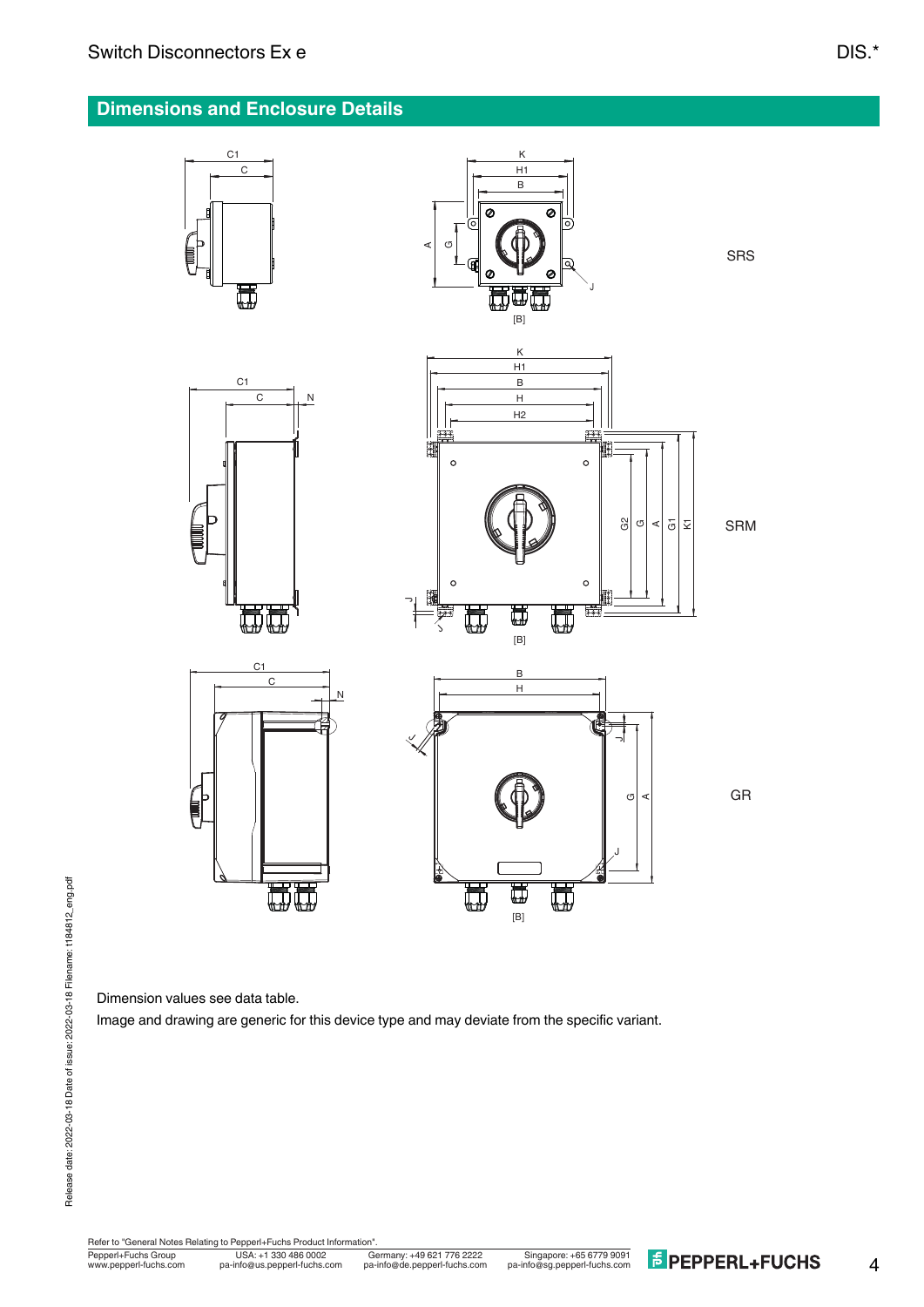## Dimensions and Enclosure Details

SRS

SRM

GR

Dimension values see data table.

Image and drawing are generic for this device type and may deviate from the specific variant.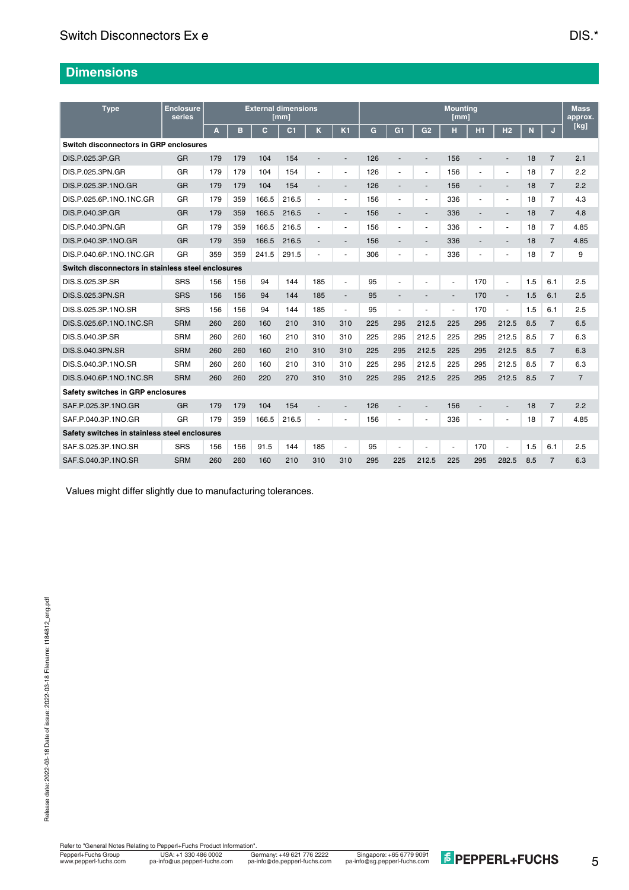## Dimensions

| Type | Enclosure series | External dimensions [mm] | | | | | | Mounting [mm] | | | | | | | | Mass approx. [kg] |
|---|---|---|---|---|---|---|---|---|---|---|---|---|---|---|---|---|
| | | A | B | C | C1 | K | K1 | G | G1 | G2 | H | H1 | H2 | N | J | |
| **Switch disconnectors in GRP enclosures** | | | | | | | | | | | | | | | | |
| DIS.P.025.3P.GR | GR | 179 | 179 | 104 | 154 | - | - | 126 | - | - | 156 | - | - | 18 | 7 | 2.1 |
| DIS.P.025.3PN.GR | GR | 179 | 179 | 104 | 154 | - | - | 126 | - | - | 156 | - | - | 18 | 7 | 2.2 |
| DIS.P.025.3P.1NO.GR | GR | 179 | 179 | 104 | 154 | - | - | 126 | - | - | 156 | - | - | 18 | 7 | 2.2 |
| DIS.P.025.6P.1NO.1NC.GR | GR | 179 | 359 | 166.5 | 216.5 | - | - | 156 | - | - | 336 | - | - | 18 | 7 | 4.3 |
| DIS.P.040.3P.GR | GR | 179 | 359 | 166.5 | 216.5 | - | - | 156 | - | - | 336 | - | - | 18 | 7 | 4.8 |
| DIS.P.040.3PN.GR | GR | 179 | 359 | 166.5 | 216.5 | - | - | 156 | - | - | 336 | - | - | 18 | 7 | 4.85 |
| DIS.P.040.3P.1NO.GR | GR | 179 | 359 | 166.5 | 216.5 | - | - | 156 | - | - | 336 | - | - | 18 | 7 | 4.85 |
| DIS.P.040.6P.1NO.1NC.GR | GR | 359 | 359 | 241.5 | 291.5 | - | - | 306 | - | - | 336 | - | - | 18 | 7 | 9 |
| **Switch disconnectors in stainless steel enclosures** | | | | | | | | | | | | | | | | |
| DIS.S.025.3P.SR | SRS | 156 | 156 | 94 | 144 | 185 | - | 95 | - | - | - | 170 | - | 1.5 | 6.1 | 2.5 |
| DIS.S.025.3PN.SR | SRS | 156 | 156 | 94 | 144 | 185 | - | 95 | - | - | - | 170 | - | 1.5 | 6.1 | 2.5 |
| DIS.S.025.3P.1NO.SR | SRS | 156 | 156 | 94 | 144 | 185 | - | 95 | - | - | - | 170 | - | 1.5 | 6.1 | 2.5 |
| DIS.S.025.6P.1NO.1NC.SR | SRM | 260 | 260 | 160 | 210 | 310 | 310 | 225 | 295 | 212.5 | 225 | 295 | 212.5 | 8.5 | 7 | 6.5 |
| DIS.S.040.3P.SR | SRM | 260 | 260 | 160 | 210 | 310 | 310 | 225 | 295 | 212.5 | 225 | 295 | 212.5 | 8.5 | 7 | 6.3 |
| DIS.S.040.3PN.SR | SRM | 260 | 260 | 160 | 210 | 310 | 310 | 225 | 295 | 212.5 | 225 | 295 | 212.5 | 8.5 | 7 | 6.3 |
| DIS.S.040.3P.1NO.SR | SRM | 260 | 260 | 160 | 210 | 310 | 310 | 225 | 295 | 212.5 | 225 | 295 | 212.5 | 8.5 | 7 | 6.3 |
| DIS.S.040.6P.1NO.1NC.SR | SRM | 260 | 260 | 220 | 270 | 310 | 310 | 225 | 295 | 212.5 | 225 | 295 | 212.5 | 8.5 | 7 | 7 |
| **Safety switches in GRP enclosures** | | | | | | | | | | | | | | | | |
| SAF.P.025.3P.1NO.GR | GR | 179 | 179 | 104 | 154 | - | - | 126 | - | - | 156 | - | - | 18 | 7 | 2.2 |
| SAF.P.040.3P.1NO.GR | GR | 179 | 359 | 166.5 | 216.5 | - | - | 156 | - | - | 336 | - | - | 18 | 7 | 4.85 |
| **Safety switches in stainless steel enclosures** | | | | | | | | | | | | | | | | |
| SAF.S.025.3P.1NO.SR | SRS | 156 | 156 | 91.5 | 144 | 185 | - | 95 | - | - | - | 170 | - | 1.5 | 6.1 | 2.5 |
| SAF.S.040.3P.1NO.SR | SRM | 260 | 260 | 160 | 210 | 310 | 310 | 295 | 225 | 212.5 | 225 | 295 | 282.5 | 8.5 | 7 | 6.3 |

Values might differ slightly due to manufacturing tolerances.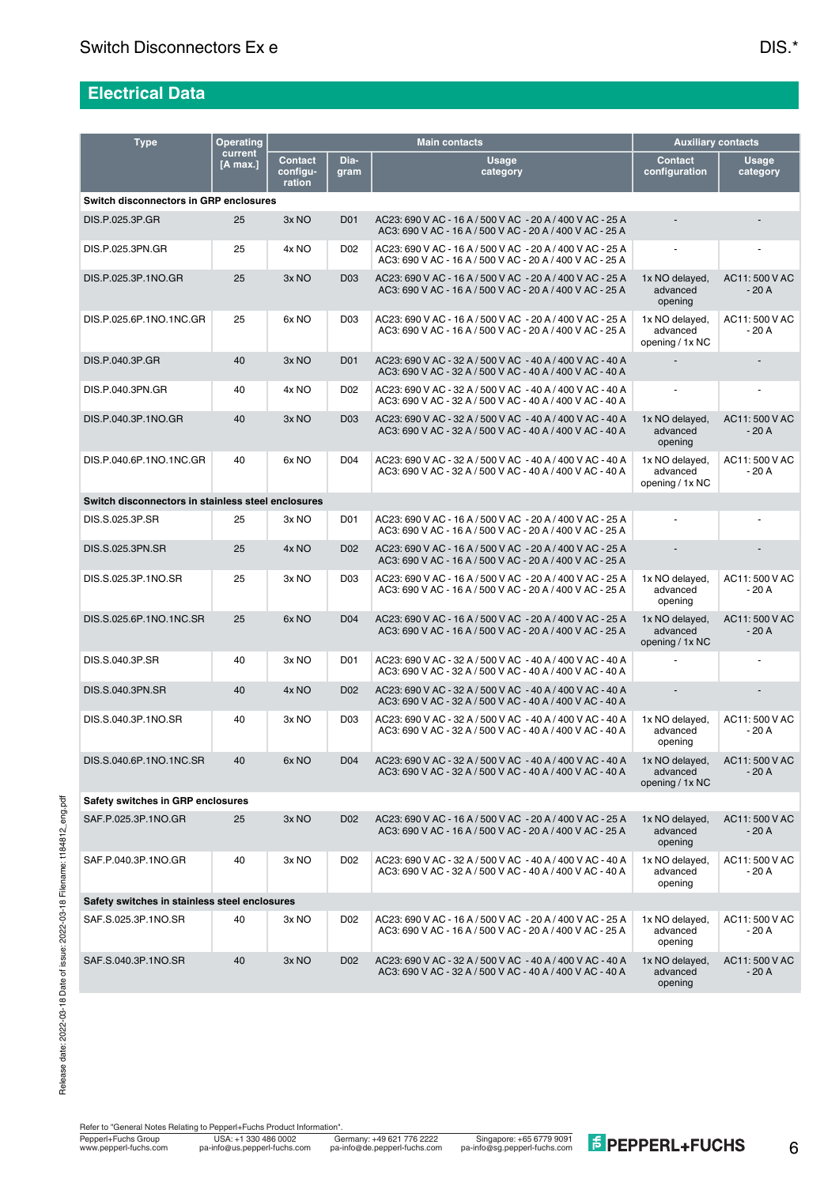## Electrical Data

| Type | Operating current [A max.] | Main contacts | | | Auxiliary contacts | |
|---|---|---|---|---|---|---|
| | | Contact configuration | Diagram | Usage category | Contact configuration | Usage category |
| **Switch disconnectors in GRP enclosures** | | | | | | |
| DIS.P.025.3P.GR | 25 | 3x NO | D01 | AC23: 690 V AC - 16 A / 500 V AC - 20 A / 400 V AC - 25 A AC3: 690 V AC - 16 A / 500 V AC - 20 A / 400 V AC - 25 A | - | - |
| DIS.P.025.3PN.GR | 25 | 4x NO | D02 | AC23: 690 V AC - 16 A / 500 V AC - 20 A / 400 V AC - 25 A AC3: 690 V AC - 16 A / 500 V AC - 20 A / 400 V AC - 25 A | - | - |
| DIS.P.025.3P.1NO.GR | 25 | 3x NO | D03 | AC23: 690 V AC - 16 A / 500 V AC - 20 A / 400 V AC - 25 A AC3: 690 V AC - 16 A / 500 V AC - 20 A / 400 V AC - 25 A | 1x NO delayed, advanced opening | AC11: 500 V AC - 20 A |
| DIS.P.025.6P.1NO.1NC.GR | 25 | 6x NO | D03 | AC23: 690 V AC - 16 A / 500 V AC - 20 A / 400 V AC - 25 A AC3: 690 V AC - 16 A / 500 V AC - 20 A / 400 V AC - 25 A | 1x NO delayed, advanced opening / 1x NC | AC11: 500 V AC - 20 A |
| DIS.P.040.3P.GR | 40 | 3x NO | D01 | AC23: 690 V AC - 32 A / 500 V AC - 40 A / 400 V AC - 40 A AC3: 690 V AC - 32 A / 500 V AC - 40 A / 400 V AC - 40 A | - | - |
| DIS.P.040.3PN.GR | 40 | 4x NO | D02 | AC23: 690 V AC - 32 A / 500 V AC - 40 A / 400 V AC - 40 A AC3: 690 V AC - 32 A / 500 V AC - 40 A / 400 V AC - 40 A | - | - |
| DIS.P.040.3P.1NO.GR | 40 | 3x NO | D03 | AC23: 690 V AC - 32 A / 500 V AC - 40 A / 400 V AC - 40 A AC3: 690 V AC - 32 A / 500 V AC - 40 A / 400 V AC - 40 A | 1x NO delayed, advanced opening | AC11: 500 V AC - 20 A |
| DIS.P.040.6P.1NO.1NC.GR | 40 | 6x NO | D04 | AC23: 690 V AC - 32 A / 500 V AC - 40 A / 400 V AC - 40 A AC3: 690 V AC - 32 A / 500 V AC - 40 A / 400 V AC - 40 A | 1x NO delayed, advanced opening / 1x NC | AC11: 500 V AC - 20 A |
| **Switch disconnectors in stainless steel enclosures** | | | | | | |
| DIS.S.025.3P.SR | 25 | 3x NO | D01 | AC23: 690 V AC - 16 A / 500 V AC - 20 A / 400 V AC - 25 A AC3: 690 V AC - 16 A / 500 V AC - 20 A / 400 V AC - 25 A | - | - |
| DIS.S.025.3PN.SR | 25 | 4x NO | D02 | AC23: 690 V AC - 16 A / 500 V AC - 20 A / 400 V AC - 25 A AC3: 690 V AC - 16 A / 500 V AC - 20 A / 400 V AC - 25 A | - | - |
| DIS.S.025.3P.1NO.SR | 25 | 3x NO | D03 | AC23: 690 V AC - 16 A / 500 V AC - 20 A / 400 V AC - 25 A AC3: 690 V AC - 16 A / 500 V AC - 20 A / 400 V AC - 25 A | 1x NO delayed, advanced opening | AC11: 500 V AC - 20 A |
| DIS.S.025.6P.1NO.1NC.SR | 25 | 6x NO | D04 | AC23: 690 V AC - 16 A / 500 V AC - 20 A / 400 V AC - 25 A AC3: 690 V AC - 16 A / 500 V AC - 20 A / 400 V AC - 25 A | 1x NO delayed, advanced opening / 1x NC | AC11: 500 V AC - 20 A |
| DIS.S.040.3P.SR | 40 | 3x NO | D01 | AC23: 690 V AC - 32 A / 500 V AC - 40 A / 400 V AC - 40 A AC3: 690 V AC - 32 A / 500 V AC - 40 A / 400 V AC - 40 A | - | - |
| DIS.S.040.3PN.SR | 40 | 4x NO | D02 | AC23: 690 V AC - 32 A / 500 V AC - 40 A / 400 V AC - 40 A AC3: 690 V AC - 32 A / 500 V AC - 40 A / 400 V AC - 40 A | - | - |
| DIS.S.040.3P.1NO.SR | 40 | 3x NO | D03 | AC23: 690 V AC - 32 A / 500 V AC - 40 A / 400 V AC - 40 A AC3: 690 V AC - 32 A / 500 V AC - 40 A / 400 V AC - 40 A | 1x NO delayed, advanced opening | AC11: 500 V AC - 20 A |
| DIS.S.040.6P.1NO.1NC.SR | 40 | 6x NO | D04 | AC23: 690 V AC - 32 A / 500 V AC - 40 A / 400 V AC - 40 A AC3: 690 V AC - 32 A / 500 V AC - 40 A / 400 V AC - 40 A | 1x NO delayed, advanced opening / 1x NC | AC11: 500 V AC - 20 A |
| **Safety switches in GRP enclosures** | | | | | | |
| SAF.P.025.3P.1NO.GR | 25 | 3x NO | D02 | AC23: 690 V AC - 16 A / 500 V AC - 20 A / 400 V AC - 25 A AC3: 690 V AC - 16 A / 500 V AC - 20 A / 400 V AC - 25 A | 1x NO delayed, advanced opening | AC11: 500 V AC - 20 A |
| SAF.P.040.3P.1NO.GR | 40 | 3x NO | D02 | AC23: 690 V AC - 32 A / 500 V AC - 40 A / 400 V AC - 40 A AC3: 690 V AC - 32 A / 500 V AC - 40 A / 400 V AC - 40 A | 1x NO delayed, advanced opening | AC11: 500 V AC - 20 A |
| **Safety switches in stainless steel enclosures** | | | | | | |
| SAF.S.025.3P.1NO.SR | 40 | 3x NO | D02 | AC23: 690 V AC - 16 A / 500 V AC - 20 A / 400 V AC - 25 A AC3: 690 V AC - 16 A / 500 V AC - 20 A / 400 V AC - 25 A | 1x NO delayed, advanced opening | AC11: 500 V AC - 20 A |
| SAF.S.040.3P.1NO.SR | 40 | 3x NO | D02 | AC23: 690 V AC - 32 A / 500 V AC - 40 A / 400 V AC - 40 A AC3: 690 V AC - 32 A / 500 V AC - 40 A / 400 V AC - 40 A | 1x NO delayed, advanced opening | AC11: 500 V AC - 20 A |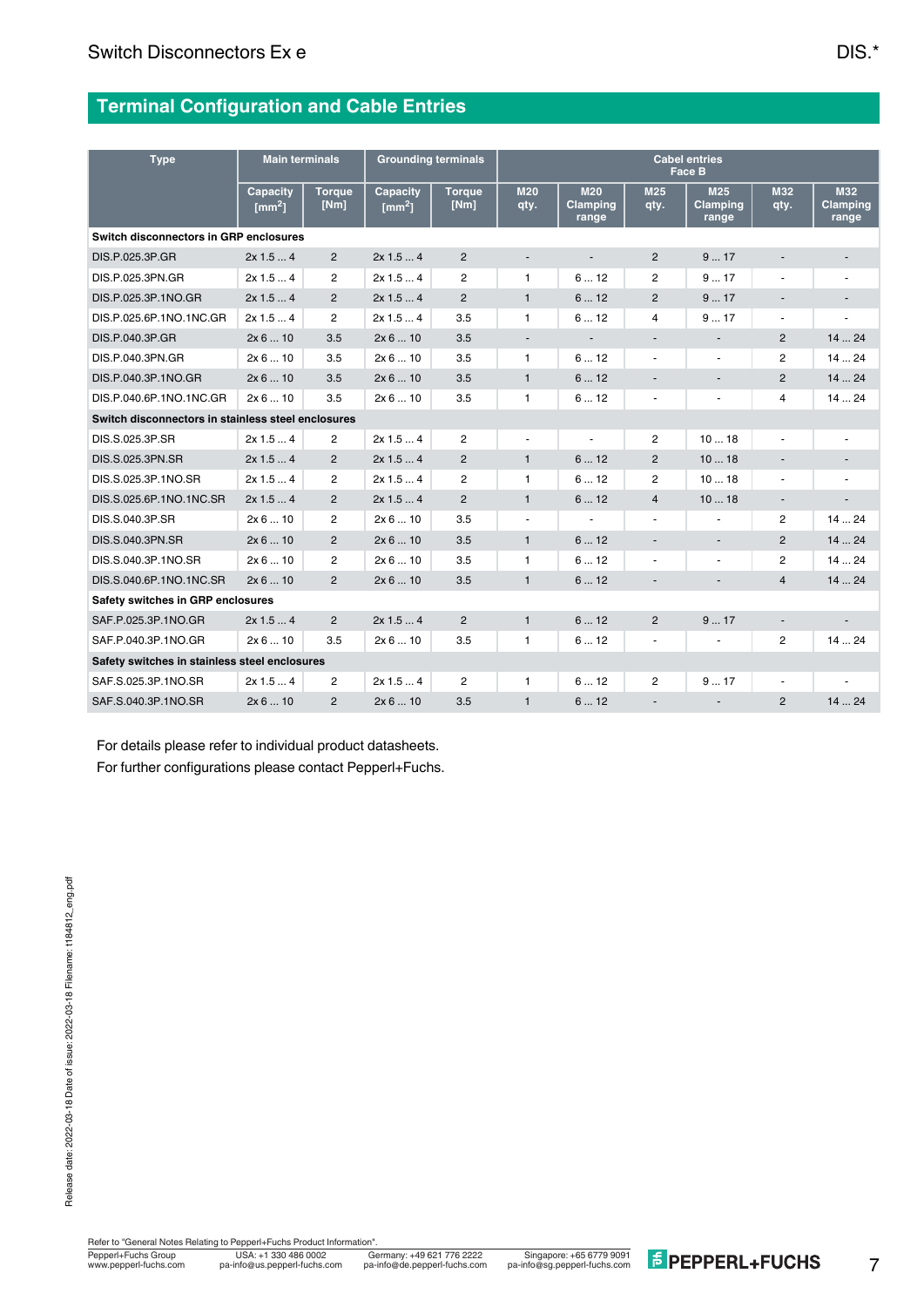## Terminal Configuration and Cable Entries

| Type | Main terminals | | Grounding terminals | | Cabel entries Face B | | | | | |
|---|---|---|---|---|---|---|---|---|---|---|
| | Capacity [mm²] | Torque [Nm] | Capacity [mm²] | Torque [Nm] | M20 qty. | M20 Clamping range | M25 qty. | M25 Clamping range | M32 qty. | M32 Clamping range |
| **Switch disconnectors in GRP enclosures** | | | | | | | | | | |
| DIS.P.025.3P.GR | 2x 1.5 ... 4 | 2 | 2x 1.5 ... 4 | 2 | - | - | 2 | 9 ... 17 | - | - |
| DIS.P.025.3PN.GR | 2x 1.5 ... 4 | 2 | 2x 1.5 ... 4 | 2 | 1 | 6 ... 12 | 2 | 9 ... 17 | - | - |
| DIS.P.025.3P.1NO.GR | 2x 1.5 ... 4 | 2 | 2x 1.5 ... 4 | 2 | 1 | 6 ... 12 | 2 | 9 ... 17 | - | - |
| DIS.P.025.6P.1NO.1NC.GR | 2x 1.5 ... 4 | 2 | 2x 1.5 ... 4 | 3.5 | 1 | 6 ... 12 | 4 | 9 ... 17 | - | - |
| DIS.P.040.3P.GR | 2x 6 ... 10 | 3.5 | 2x 6 ... 10 | 3.5 | - | - | - | - | 2 | 14 ... 24 |
| DIS.P.040.3PN.GR | 2x 6 ... 10 | 3.5 | 2x 6 ... 10 | 3.5 | 1 | 6 ... 12 | - | - | 2 | 14 ... 24 |
| DIS.P.040.3P.1NO.GR | 2x 6 ... 10 | 3.5 | 2x 6 ... 10 | 3.5 | 1 | 6 ... 12 | - | - | 2 | 14 ... 24 |
| DIS.P.040.6P.1NO.1NC.GR | 2x 6 ... 10 | 3.5 | 2x 6 ... 10 | 3.5 | 1 | 6 ... 12 | - | - | 4 | 14 ... 24 |
| **Switch disconnectors in stainless steel enclosures** | | | | | | | | | | |
| DIS.S.025.3P.SR | 2x 1.5 ... 4 | 2 | 2x 1.5 ... 4 | 2 | - | - | 2 | 10 ... 18 | - | - |
| DIS.S.025.3PN.SR | 2x 1.5 ... 4 | 2 | 2x 1.5 ... 4 | 2 | 1 | 6 ... 12 | 2 | 10 ... 18 | - | - |
| DIS.S.025.3P.1NO.SR | 2x 1.5 ... 4 | 2 | 2x 1.5 ... 4 | 2 | 1 | 6 ... 12 | 2 | 10 ... 18 | - | - |
| DIS.S.025.6P.1NO.1NC.SR | 2x 1.5 ... 4 | 2 | 2x 1.5 ... 4 | 2 | 1 | 6 ... 12 | 4 | 10 ... 18 | - | - |
| DIS.S.040.3P.SR | 2x 6 ... 10 | 2 | 2x 6 ... 10 | 3.5 | - | - | - | - | 2 | 14 ... 24 |
| DIS.S.040.3PN.SR | 2x 6 ... 10 | 2 | 2x 6 ... 10 | 3.5 | 1 | 6 ... 12 | - | - | 2 | 14 ... 24 |
| DIS.S.040.3P.1NO.SR | 2x 6 ... 10 | 2 | 2x 6 ... 10 | 3.5 | 1 | 6 ... 12 | - | - | 2 | 14 ... 24 |
| DIS.S.040.6P.1NO.1NC.SR | 2x 6 ... 10 | 2 | 2x 6 ... 10 | 3.5 | 1 | 6 ... 12 | - | - | 4 | 14 ... 24 |
| **Safety switches in GRP enclosures** | | | | | | | | | | |
| SAF.P.025.3P.1NO.GR | 2x 1.5 ... 4 | 2 | 2x 1.5 ... 4 | 2 | 1 | 6 ... 12 | 2 | 9 ... 17 | - | - |
| SAF.P.040.3P.1NO.GR | 2x 6 ... 10 | 3.5 | 2x 6 ... 10 | 3.5 | 1 | 6 ... 12 | - | - | 2 | 14 ... 24 |
| **Safety switches in stainless steel enclosures** | | | | | | | | | | |
| SAF.S.025.3P.1NO.SR | 2x 1.5 ... 4 | 2 | 2x 1.5 ... 4 | 2 | 1 | 6 ... 12 | 2 | 9 ... 17 | - | - |
| SAF.S.040.3P.1NO.SR | 2x 6 ... 10 | 2 | 2x 6 ... 10 | 3.5 | 1 | 6 ... 12 | - | - | 2 | 14 ... 24 |

For details please refer to individual product datasheets.

For further configurations please contact Pepperl+Fuchs.